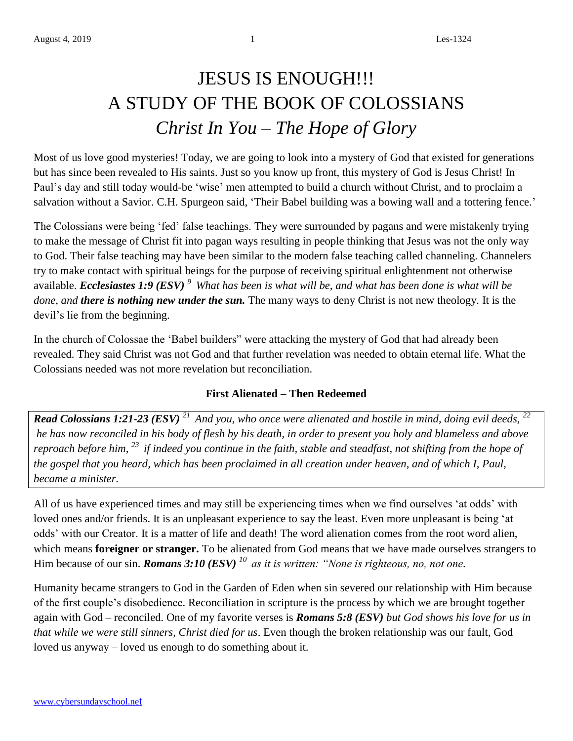# JESUS IS ENOUGH!!!
# A STUDY OF THE BOOK OF COLOSSIANS
## *Christ In You – The Hope of Glory*

Most of us love good mysteries! Today, we are going to look into a mystery of God that existed for generations but has since been revealed to His saints. Just so you know up front, this mystery of God is Jesus Christ! In Paul's day and still today would-be 'wise' men attempted to build a church without Christ, and to proclaim a salvation without a Savior. C.H. Spurgeon said, 'Their Babel building was a bowing wall and a tottering fence.'

The Colossians were being 'fed' false teachings. They were surrounded by pagans and were mistakenly trying to make the message of Christ fit into pagan ways resulting in people thinking that Jesus was not the only way to God. Their false teaching may have been similar to the modern false teaching called channeling. Channelers try to make contact with spiritual beings for the purpose of receiving spiritual enlightenment not otherwise available. ***Ecclesiastes 1:9 (ESV)*** *[9] What has been is what will be, and what has been done is what will be done, and* ***there is nothing new under the sun.*** The many ways to deny Christ is not new theology. It is the devil's lie from the beginning.

In the church of Colossae the 'Babel builders" were attacking the mystery of God that had already been revealed. They said Christ was not God and that further revelation was needed to obtain eternal life. What the Colossians needed was not more revelation but reconciliation.

### First Alienated – Then Redeemed

***Read Colossians 1:21-23 (ESV)*** *[21] And you, who once were alienated and hostile in mind, doing evil deeds, [22] he has now reconciled in his body of flesh by his death, in order to present you holy and blameless and above reproach before him, [23] if indeed you continue in the faith, stable and steadfast, not shifting from the hope of the gospel that you heard, which has been proclaimed in all creation under heaven, and of which I, Paul, became a minister.*

All of us have experienced times and may still be experiencing times when we find ourselves 'at odds' with loved ones and/or friends. It is an unpleasant experience to say the least. Even more unpleasant is being 'at odds' with our Creator. It is a matter of life and death! The word alienation comes from the root word alien, which means **foreigner or stranger.** To be alienated from God means that we have made ourselves strangers to Him because of our sin. ***Romans 3:10 (ESV)*** *[10] as it is written: "None is righteous, no, not one.*

Humanity became strangers to God in the Garden of Eden when sin severed our relationship with Him because of the first couple's disobedience. Reconciliation in scripture is the process by which we are brought together again with God – reconciled. One of my favorite verses is ***Romans 5:8 (ESV)*** *but God shows his love for us in that while we were still sinners, Christ died for us*. Even though the broken relationship was our fault, God loved us anyway – loved us enough to do something about it.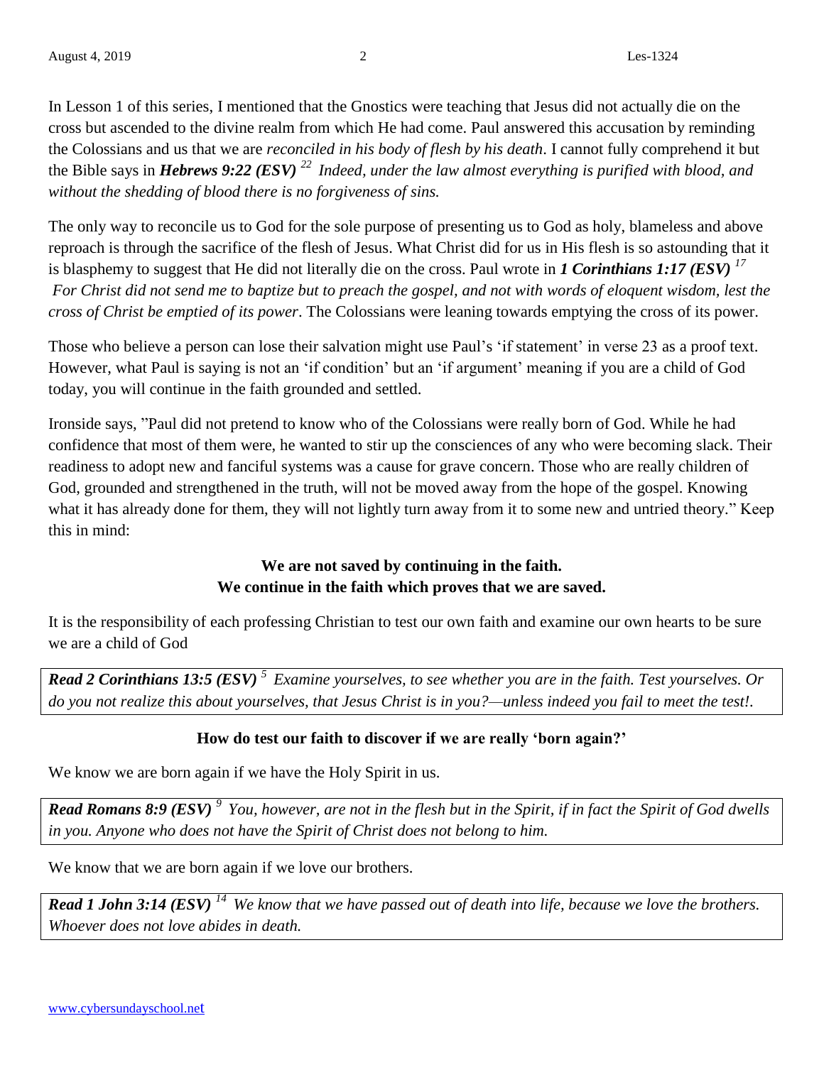In Lesson 1 of this series, I mentioned that the Gnostics were teaching that Jesus did not actually die on the cross but ascended to the divine realm from which He had come. Paul answered this accusation by reminding the Colossians and us that we are *reconciled in his body of flesh by his death*. I cannot fully comprehend it but the Bible says in ***Hebrews 9:22 (ESV)*** [22] *Indeed, under the law almost everything is purified with blood, and without the shedding of blood there is no forgiveness of sins.*

The only way to reconcile us to God for the sole purpose of presenting us to God as holy, blameless and above reproach is through the sacrifice of the flesh of Jesus. What Christ did for us in His flesh is so astounding that it is blasphemy to suggest that He did not literally die on the cross. Paul wrote in ***1 Corinthians 1:17 (ESV)*** [17] *For Christ did not send me to baptize but to preach the gospel, and not with words of eloquent wisdom, lest the cross of Christ be emptied of its power*. The Colossians were leaning towards emptying the cross of its power.

Those who believe a person can lose their salvation might use Paul's 'if statement' in verse 23 as a proof text. However, what Paul is saying is not an 'if condition' but an 'if argument' meaning if you are a child of God today, you will continue in the faith grounded and settled.

Ironside says, "Paul did not pretend to know who of the Colossians were really born of God. While he had confidence that most of them were, he wanted to stir up the consciences of any who were becoming slack. Their readiness to adopt new and fanciful systems was a cause for grave concern. Those who are really children of God, grounded and strengthened in the truth, will not be moved away from the hope of the gospel. Knowing what it has already done for them, they will not lightly turn away from it to some new and untried theory." Keep this in mind:

**We are not saved by continuing in the faith.**
**We continue in the faith which proves that we are saved.**

It is the responsibility of each professing Christian to test our own faith and examine our own hearts to be sure we are a child of God

***Read 2 Corinthians 13:5 (ESV)*** [5] *Examine yourselves, to see whether you are in the faith. Test yourselves. Or do you not realize this about yourselves, that Jesus Christ is in you?—unless indeed you fail to meet the test!.*

**How do test our faith to discover if we are really 'born again?'**

We know we are born again if we have the Holy Spirit in us.

***Read Romans 8:9 (ESV)*** [9] *You, however, are not in the flesh but in the Spirit, if in fact the Spirit of God dwells in you. Anyone who does not have the Spirit of Christ does not belong to him.*

We know that we are born again if we love our brothers.

***Read 1 John 3:14 (ESV)*** [14] *We know that we have passed out of death into life, because we love the brothers. Whoever does not love abides in death.*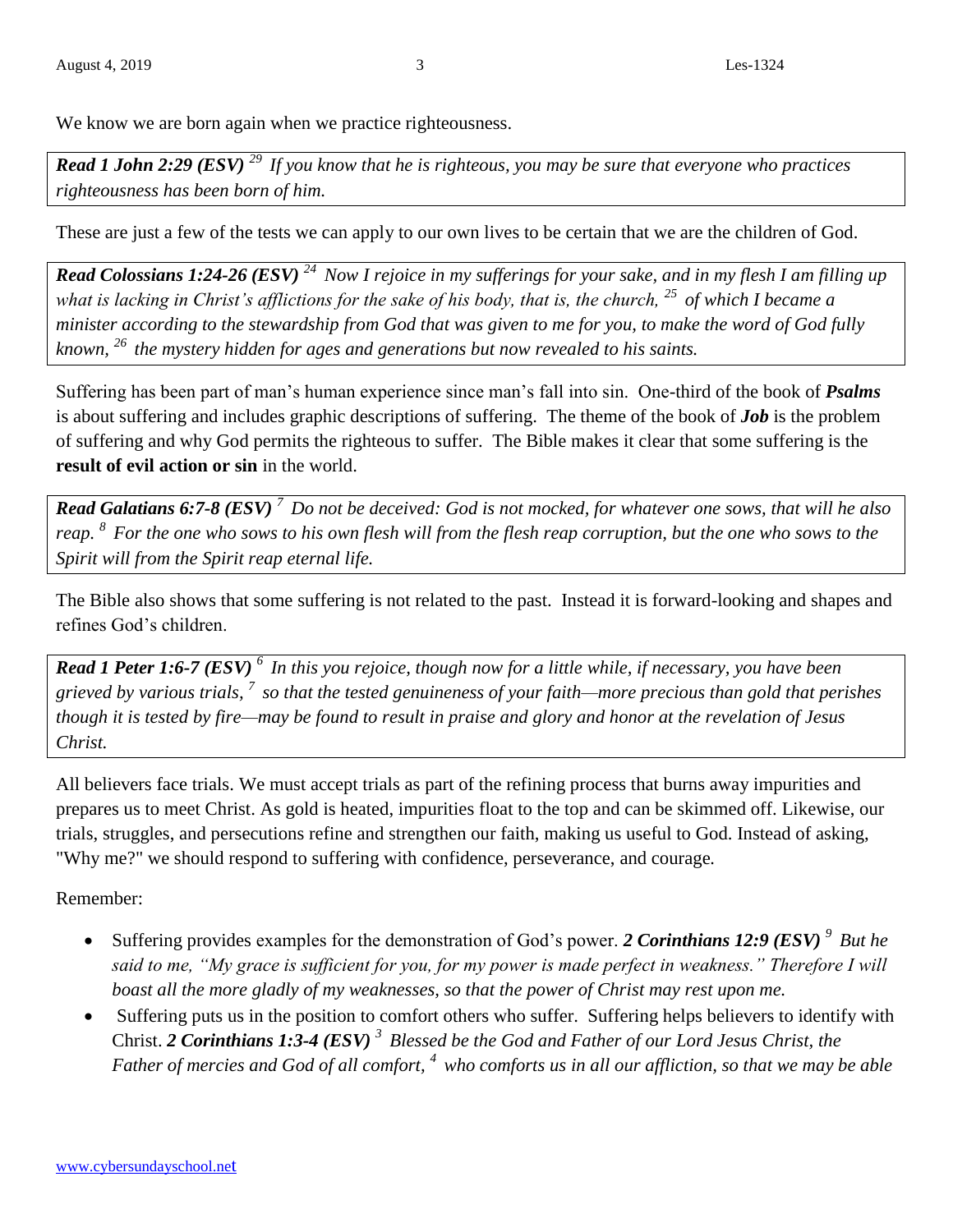We know we are born again when we practice righteousness.

***Read 1 John 2:29 (ESV)*** *[29] If you know that he is righteous, you may be sure that everyone who practices righteousness has been born of him.*

These are just a few of the tests we can apply to our own lives to be certain that we are the children of God.

***Read Colossians 1:24-26 (ESV)*** *[24] Now I rejoice in my sufferings for your sake, and in my flesh I am filling up what is lacking in Christ's afflictions for the sake of his body, that is, the church, [25] of which I became a minister according to the stewardship from God that was given to me for you, to make the word of God fully known, [26] the mystery hidden for ages and generations but now revealed to his saints.*

Suffering has been part of man's human experience since man's fall into sin. One-third of the book of ***Psalms*** is about suffering and includes graphic descriptions of suffering. The theme of the book of ***Job*** is the problem of suffering and why God permits the righteous to suffer. The Bible makes it clear that some suffering is the **result of evil action or sin** in the world.

***Read Galatians 6:7-8 (ESV)*** *[7] Do not be deceived: God is not mocked, for whatever one sows, that will he also reap. [8] For the one who sows to his own flesh will from the flesh reap corruption, but the one who sows to the Spirit will from the Spirit reap eternal life.*

The Bible also shows that some suffering is not related to the past. Instead it is forward-looking and shapes and refines God's children.

***Read 1 Peter 1:6-7 (ESV)*** *[6] In this you rejoice, though now for a little while, if necessary, you have been grieved by various trials, [7] so that the tested genuineness of your faith—more precious than gold that perishes though it is tested by fire—may be found to result in praise and glory and honor at the revelation of Jesus Christ.*

All believers face trials. We must accept trials as part of the refining process that burns away impurities and prepares us to meet Christ. As gold is heated, impurities float to the top and can be skimmed off. Likewise, our trials, struggles, and persecutions refine and strengthen our faith, making us useful to God. Instead of asking, "Why me?" we should respond to suffering with confidence, perseverance, and courage.

Remember:

- Suffering provides examples for the demonstration of God's power. ***2 Corinthians 12:9 (ESV)*** *[9] But he said to me, "My grace is sufficient for you, for my power is made perfect in weakness." Therefore I will boast all the more gladly of my weaknesses, so that the power of Christ may rest upon me.*
- Suffering puts us in the position to comfort others who suffer. Suffering helps believers to identify with Christ. ***2 Corinthians 1:3-4 (ESV)*** *[3] Blessed be the God and Father of our Lord Jesus Christ, the Father of mercies and God of all comfort, [4] who comforts us in all our affliction, so that we may be able*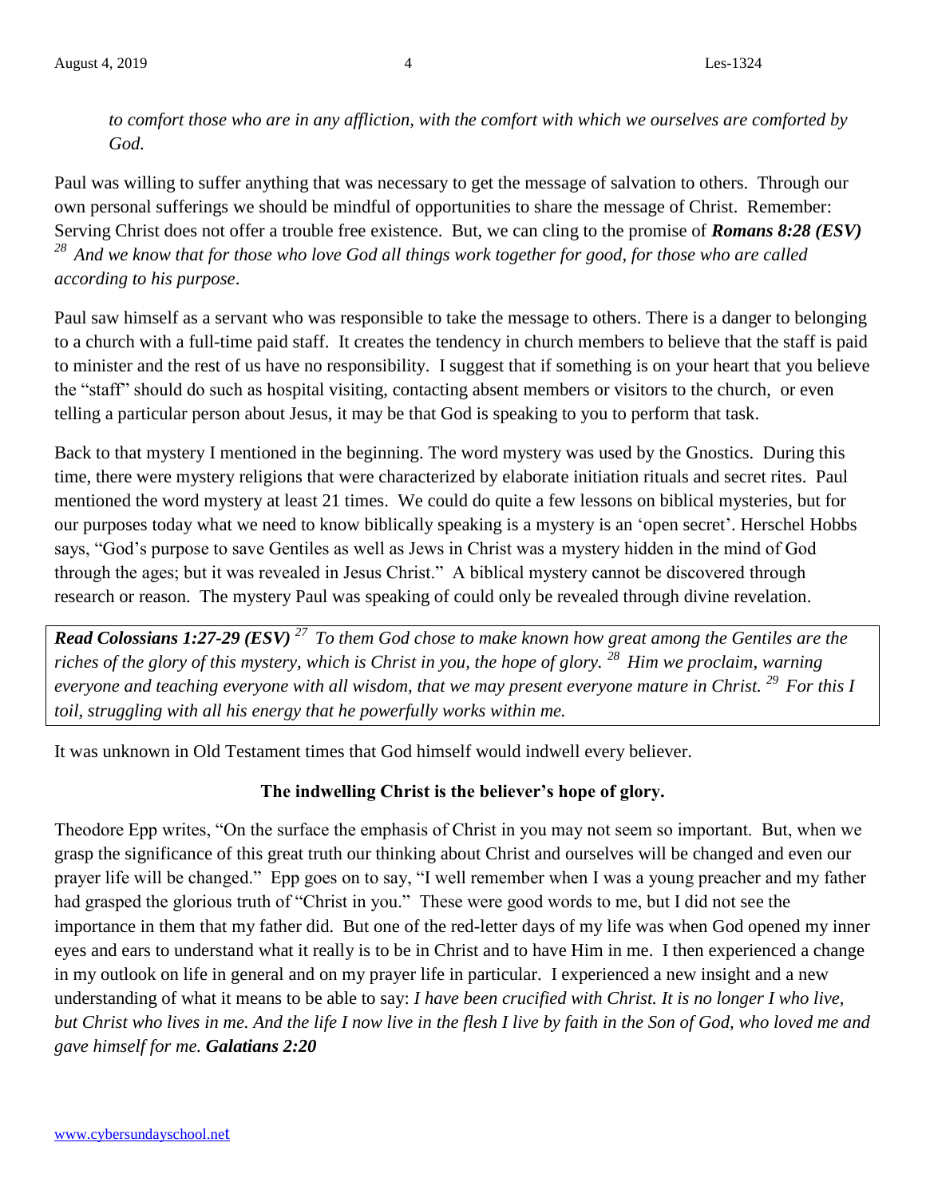*to comfort those who are in any affliction, with the comfort with which we ourselves are comforted by God.*

Paul was willing to suffer anything that was necessary to get the message of salvation to others. Through our own personal sufferings we should be mindful of opportunities to share the message of Christ. Remember: Serving Christ does not offer a trouble free existence. But, we can cling to the promise of ***Romans 8:28 (ESV)*** [28] *And we know that for those who love God all things work together for good, for those who are called according to his purpose*.

Paul saw himself as a servant who was responsible to take the message to others. There is a danger to belonging to a church with a full-time paid staff. It creates the tendency in church members to believe that the staff is paid to minister and the rest of us have no responsibility. I suggest that if something is on your heart that you believe the "staff" should do such as hospital visiting, contacting absent members or visitors to the church, or even telling a particular person about Jesus, it may be that God is speaking to you to perform that task.

Back to that mystery I mentioned in the beginning. The word mystery was used by the Gnostics. During this time, there were mystery religions that were characterized by elaborate initiation rituals and secret rites. Paul mentioned the word mystery at least 21 times. We could do quite a few lessons on biblical mysteries, but for our purposes today what we need to know biblically speaking is a mystery is an 'open secret'. Herschel Hobbs says, "God's purpose to save Gentiles as well as Jews in Christ was a mystery hidden in the mind of God through the ages; but it was revealed in Jesus Christ." A biblical mystery cannot be discovered through research or reason. The mystery Paul was speaking of could only be revealed through divine revelation.

***Read Colossians 1:27-29 (ESV)*** [27] *To them God chose to make known how great among the Gentiles are the riches of the glory of this mystery, which is Christ in you, the hope of glory.* [28] *Him we proclaim, warning everyone and teaching everyone with all wisdom, that we may present everyone mature in Christ.* [29] *For this I toil, struggling with all his energy that he powerfully works within me.*

It was unknown in Old Testament times that God himself would indwell every believer.

**The indwelling Christ is the believer's hope of glory.**

Theodore Epp writes, "On the surface the emphasis of Christ in you may not seem so important. But, when we grasp the significance of this great truth our thinking about Christ and ourselves will be changed and even our prayer life will be changed." Epp goes on to say, "I well remember when I was a young preacher and my father had grasped the glorious truth of "Christ in you." These were good words to me, but I did not see the importance in them that my father did. But one of the red-letter days of my life was when God opened my inner eyes and ears to understand what it really is to be in Christ and to have Him in me. I then experienced a change in my outlook on life in general and on my prayer life in particular. I experienced a new insight and a new understanding of what it means to be able to say: *I have been crucified with Christ. It is no longer I who live, but Christ who lives in me. And the life I now live in the flesh I live by faith in the Son of God, who loved me and gave himself for me.* ***Galatians 2:20***